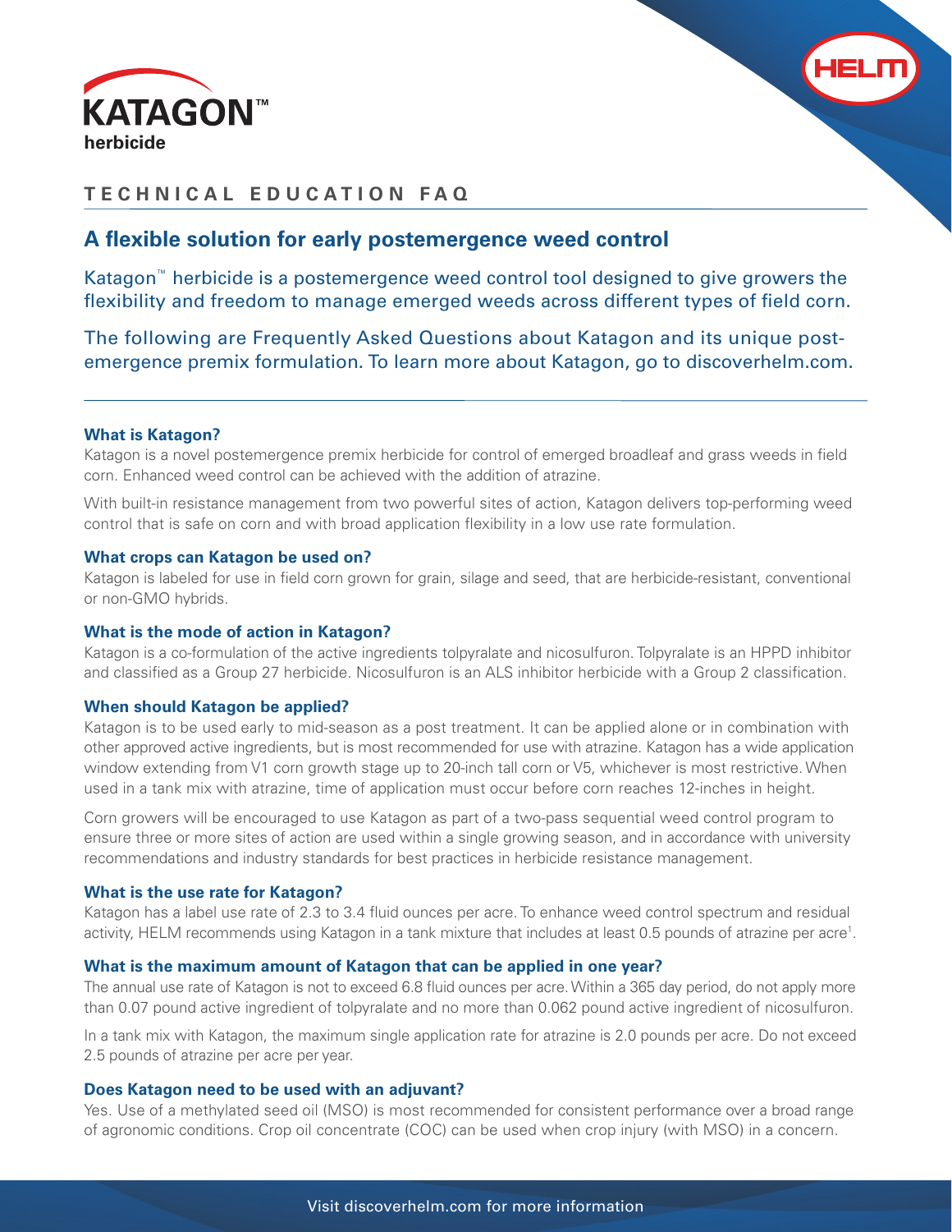# KATAGON™ herbicide

## TECHNICAL EDUCATION FAQ

## A flexible solution for early postemergence weed control

Katagon™ herbicide is a postemergence weed control tool designed to give growers the flexibility and freedom to manage emerged weeds across different types of field corn.

The following are Frequently Asked Questions about Katagon and its unique post-emergence premix formulation. To learn more about Katagon, go to discoverhelm.com.

### What is Katagon?

Katagon is a novel postemergence premix herbicide for control of emerged broadleaf and grass weeds in field corn. Enhanced weed control can be achieved with the addition of atrazine.

With built-in resistance management from two powerful sites of action, Katagon delivers top-performing weed control that is safe on corn and with broad application flexibility in a low use rate formulation.

### What crops can Katagon be used on?

Katagon is labeled for use in field corn grown for grain, silage and seed, that are herbicide-resistant, conventional or non-GMO hybrids.

### What is the mode of action in Katagon?

Katagon is a co-formulation of the active ingredients tolpyralate and nicosulfuron. Tolpyralate is an HPPD inhibitor and classified as a Group 27 herbicide. Nicosulfuron is an ALS inhibitor herbicide with a Group 2 classification.

### When should Katagon be applied?

Katagon is to be used early to mid-season as a post treatment. It can be applied alone or in combination with other approved active ingredients, but is most recommended for use with atrazine. Katagon has a wide application window extending from V1 corn growth stage up to 20-inch tall corn or V5, whichever is most restrictive. When used in a tank mix with atrazine, time of application must occur before corn reaches 12-inches in height.

Corn growers will be encouraged to use Katagon as part of a two-pass sequential weed control program to ensure three or more sites of action are used within a single growing season, and in accordance with university recommendations and industry standards for best practices in herbicide resistance management.

### What is the use rate for Katagon?

Katagon has a label use rate of 2.3 to 3.4 fluid ounces per acre. To enhance weed control spectrum and residual activity, HELM recommends using Katagon in a tank mixture that includes at least 0.5 pounds of atrazine per acre[1].

### What is the maximum amount of Katagon that can be applied in one year?

The annual use rate of Katagon is not to exceed 6.8 fluid ounces per acre. Within a 365 day period, do not apply more than 0.07 pound active ingredient of tolpyralate and no more than 0.062 pound active ingredient of nicosulfuron.

In a tank mix with Katagon, the maximum single application rate for atrazine is 2.0 pounds per acre. Do not exceed 2.5 pounds of atrazine per acre per year.

### Does Katagon need to be used with an adjuvant?

Yes. Use of a methylated seed oil (MSO) is most recommended for consistent performance over a broad range of agronomic conditions. Crop oil concentrate (COC) can be used when crop injury (with MSO) in a concern.

Visit discoverhelm.com for more information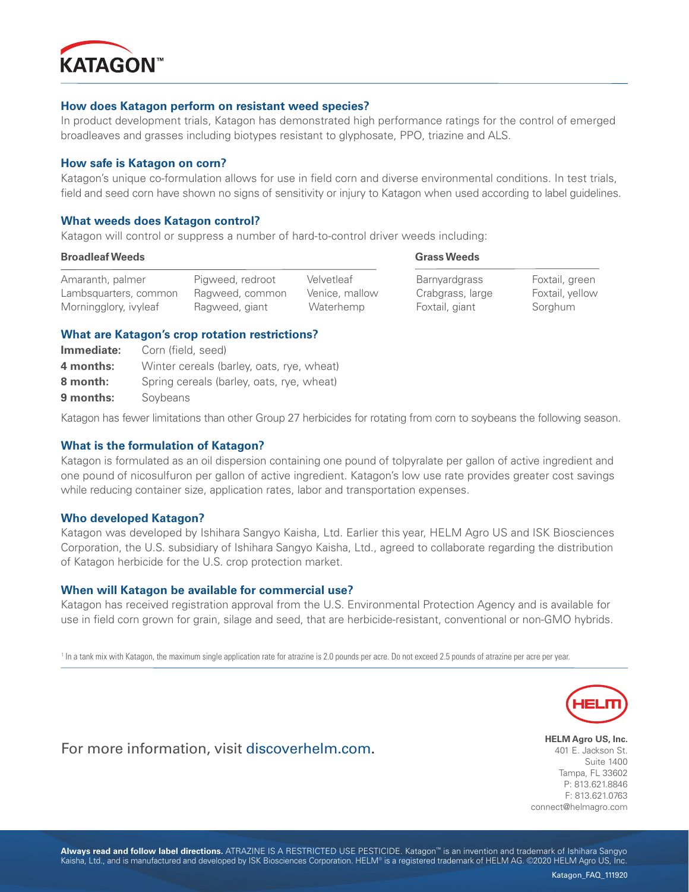# KATAGON™

### How does Katagon perform on resistant weed species?

In product development trials, Katagon has demonstrated high performance ratings for the control of emerged broadleaves and grasses including biotypes resistant to glyphosate, PPO, triazine and ALS.

### How safe is Katagon on corn?

Katagon's unique co-formulation allows for use in field corn and diverse environmental conditions. In test trials, field and seed corn have shown no signs of sensitivity or injury to Katagon when used according to label guidelines.

### What weeds does Katagon control?

Katagon will control or suppress a number of hard-to-control driver weeds including:

| Broadleaf Weeds | | | Grass Weeds | |
|---|---|---|---|---|
| Amaranth, palmer | Pigweed, redroot | Velvetleaf | Barnyardgrass | Foxtail, green |
| Lambsquarters, common | Ragweed, common | Venice, mallow | Crabgrass, large | Foxtail, yellow |
| Morningglory, ivyleaf | Ragweed, giant | Waterhemp | Foxtail, giant | Sorghum |

### What are Katagon's crop rotation restrictions?

| | |
|---|---|
| **Immediate:** | Corn (field, seed) |
| **4 months:** | Winter cereals (barley, oats, rye, wheat) |
| **8 month:** | Spring cereals (barley, oats, rye, wheat) |
| **9 months:** | Soybeans |

Katagon has fewer limitations than other Group 27 herbicides for rotating from corn to soybeans the following season.

### What is the formulation of Katagon?

Katagon is formulated as an oil dispersion containing one pound of tolpyralate per gallon of active ingredient and one pound of nicosulfuron per gallon of active ingredient. Katagon's low use rate provides greater cost savings while reducing container size, application rates, labor and transportation expenses.

### Who developed Katagon?

Katagon was developed by Ishihara Sangyo Kaisha, Ltd. Earlier this year, HELM Agro US and ISK Biosciences Corporation, the U.S. subsidiary of Ishihara Sangyo Kaisha, Ltd., agreed to collaborate regarding the distribution of Katagon herbicide for the U.S. crop protection market.

### When will Katagon be available for commercial use?

Katagon has received registration approval from the U.S. Environmental Protection Agency and is available for use in field corn grown for grain, silage and seed, that are herbicide-resistant, conventional or non-GMO hybrids.

[1] In a tank mix with Katagon, the maximum single application rate for atrazine is 2.0 pounds per acre. Do not exceed 2.5 pounds of atrazine per acre per year.

For more information, visit discoverhelm.com.

**HELM Agro US, Inc.**
401 E. Jackson St.
Suite 1400
Tampa, FL 33602
P: 813.621.8846
F: 813.621.0763
connect@helmagro.com

**Always read and follow label directions.** ATRAZINE IS A RESTRICTED USE PESTICIDE. Katagon™ is an invention and trademark of Ishihara Sangyo Kaisha, Ltd., and is manufactured and developed by ISK Biosciences Corporation. HELM® is a registered trademark of HELM AG. ©2020 HELM Agro US, Inc.

Katagon_FAQ_111920